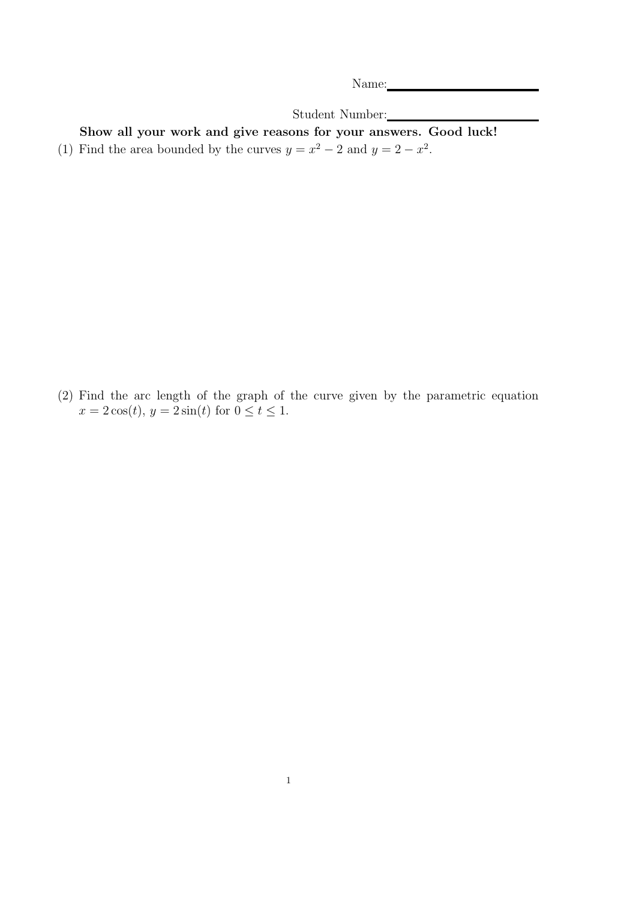Name:\_\_\_\_\_\_\_\_\_\_\_\_\_\_\_\_\_\_\_\_\_\_\_\_

Student Number:\_\_\_\_\_\_\_\_\_\_\_\_\_\_\_\_\_\_\_\_\_\_\_\_

**Show all your work and give reasons for your answers. Good luck!**

(1) Find the area bounded by the curves $y = x^2 - 2$ and $y = 2 - x^2$.

(2) Find the arc length of the graph of the curve given by the parametric equation $x = 2\cos(t)$, $y = 2\sin(t)$ for $0 \leq t \leq 1$.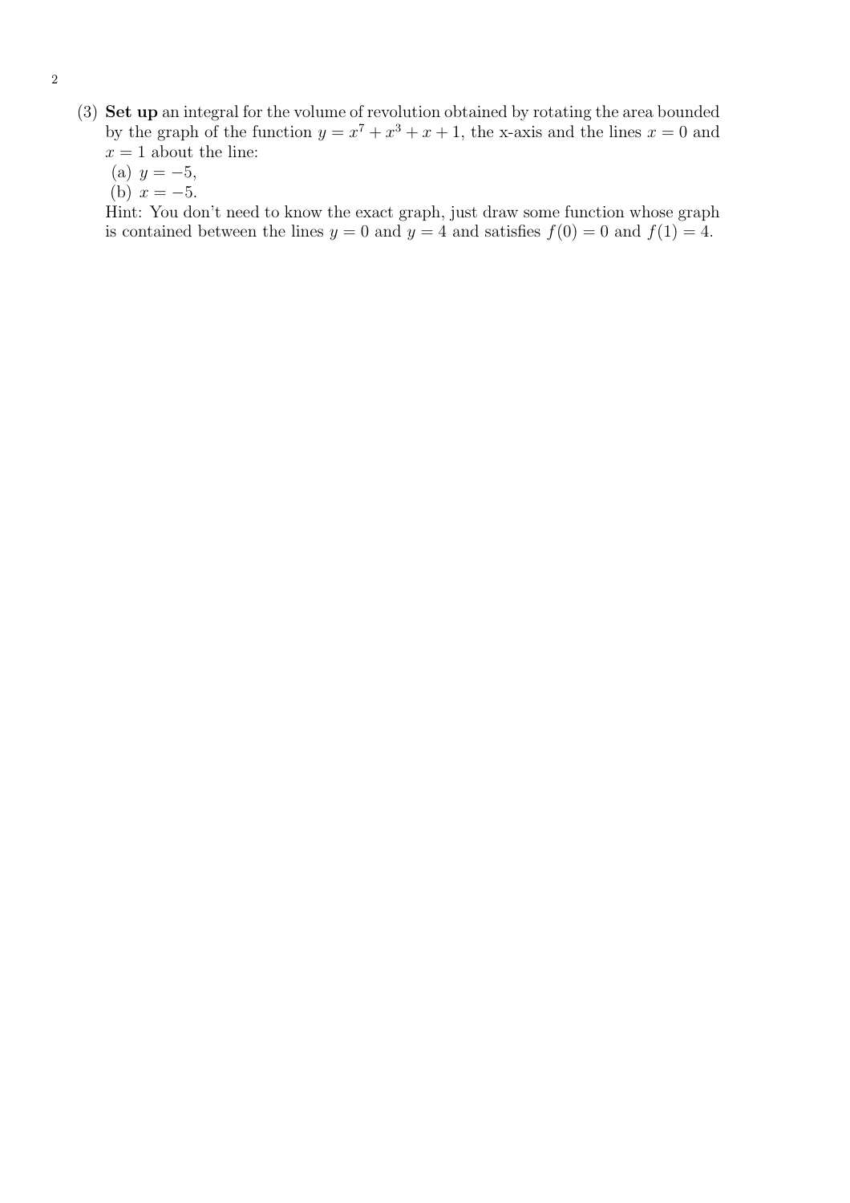(3) **Set up** an integral for the volume of revolution obtained by rotating the area bounded by the graph of the function $y = x^7 + x^3 + x + 1$, the x-axis and the lines $x = 0$ and $x = 1$ about the line:

(a) $y = -5$,

(b) $x = -5$.

Hint: You don't need to know the exact graph, just draw some function whose graph is contained between the lines $y = 0$ and $y = 4$ and satisfies $f(0) = 0$ and $f(1) = 4$.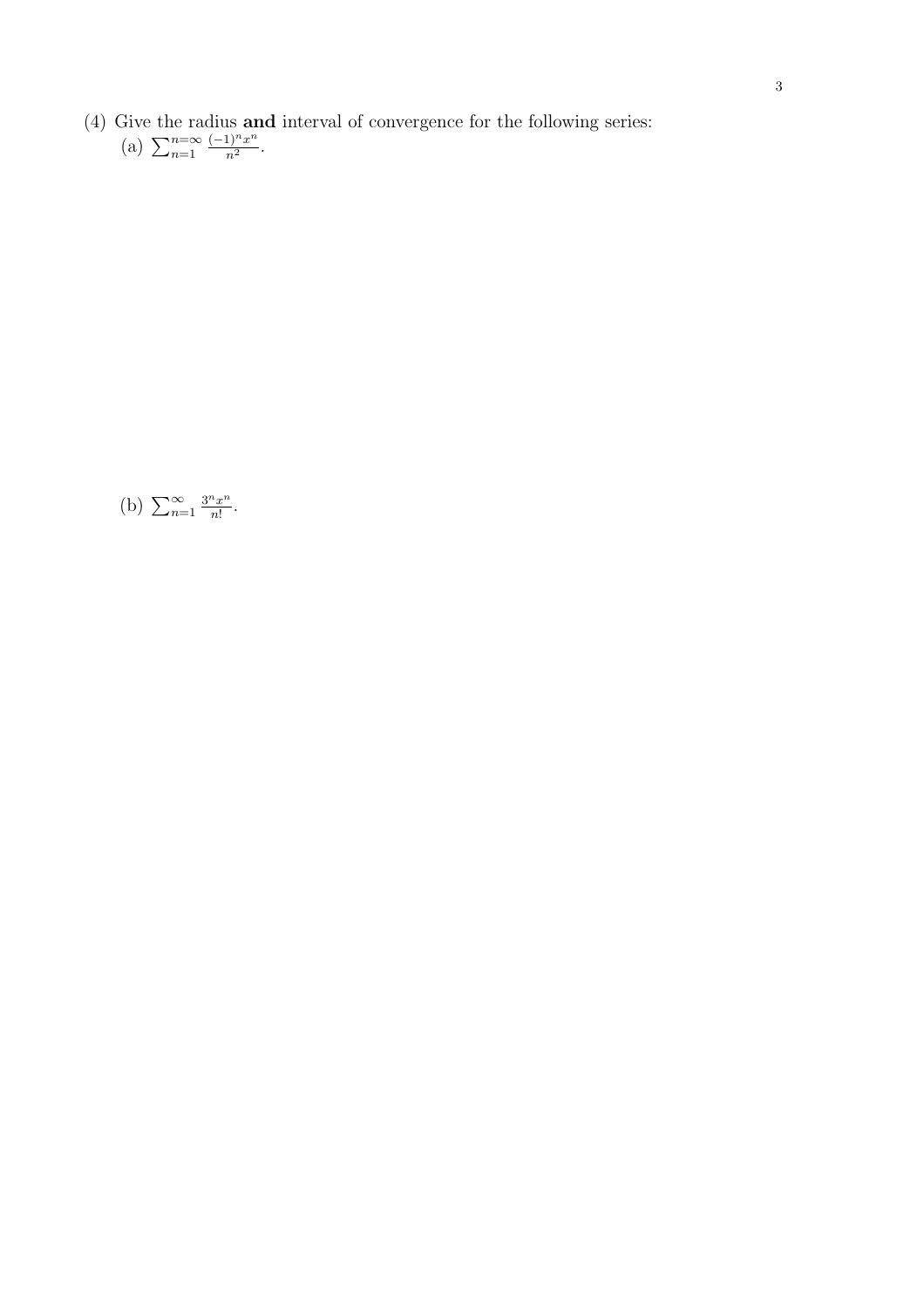(4) Give the radius **and** interval of convergence for the following series:

(a) $\sum_{n=1}^{n=\infty} \frac{(-1)^n x^n}{n^2}$.

(b) $\sum_{n=1}^{\infty} \frac{3^n x^n}{n!}$.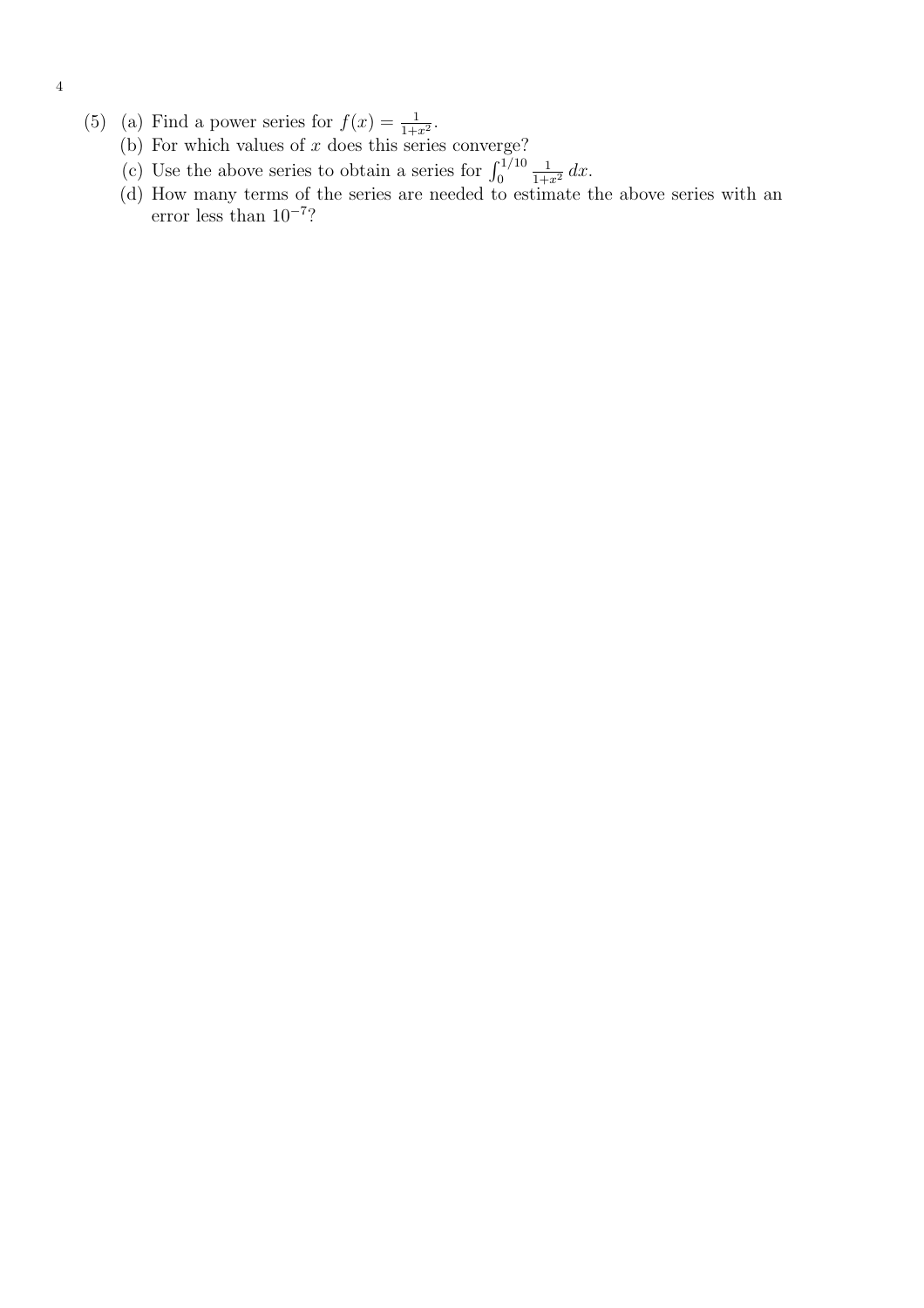(5) (a) Find a power series for $f(x) = \frac{1}{1+x^2}$.

(b) For which values of $x$ does this series converge?

(c) Use the above series to obtain a series for $\int_0^{1/10} \frac{1}{1+x^2}\, dx$.

(d) How many terms of the series are needed to estimate the above series with an error less than $10^{-7}$?